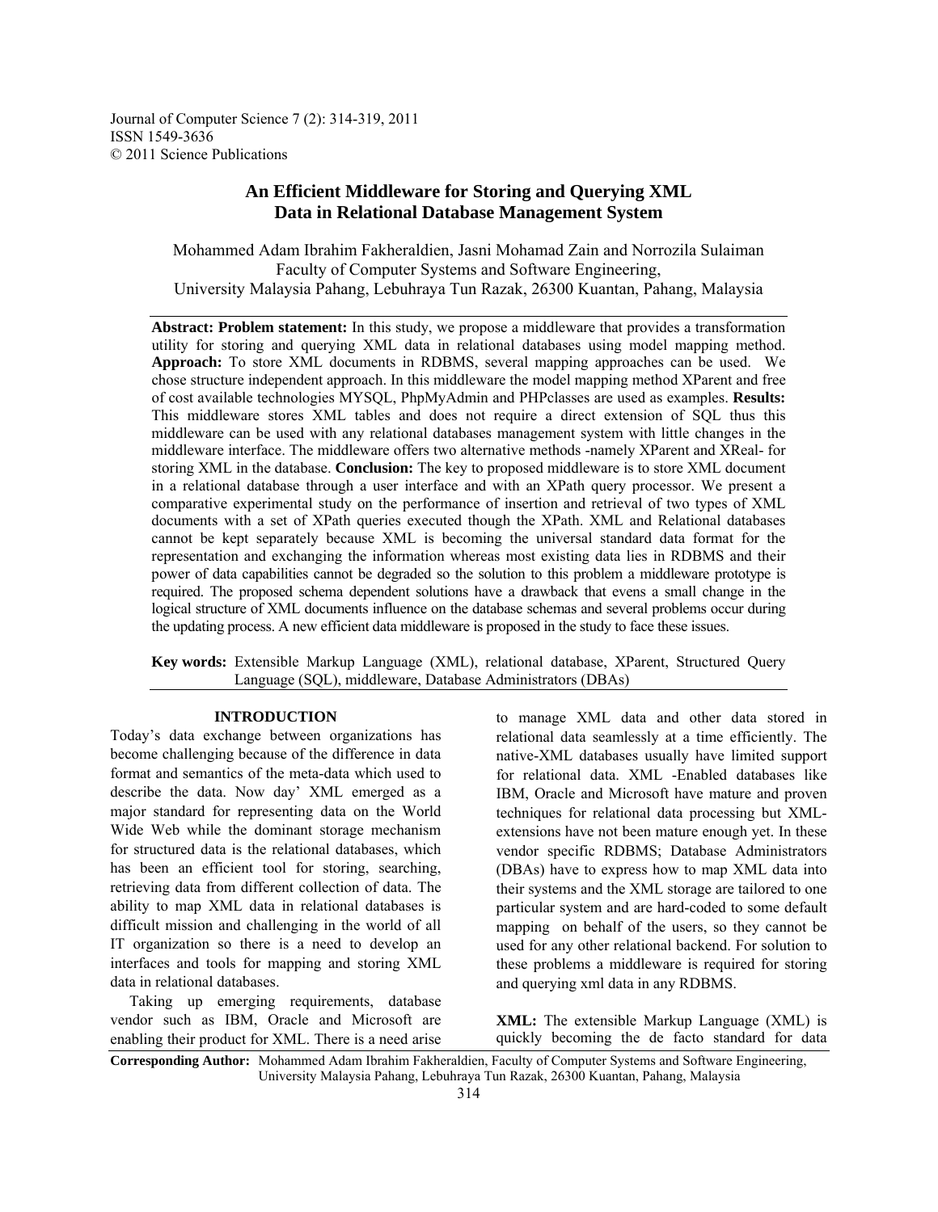Journal of Computer Science 7 (2): 314-319, 2011
ISSN 1549-3636
© 2011 Science Publications

# An Efficient Middleware for Storing and Querying XML Data in Relational Database Management System

Mohammed Adam Ibrahim Fakheraldien, Jasni Mohamad Zain and Norrozila Sulaiman
Faculty of Computer Systems and Software Engineering,
University Malaysia Pahang, Lebuhraya Tun Razak, 26300 Kuantan, Pahang, Malaysia

**Abstract: Problem statement:** In this study, we propose a middleware that provides a transformation utility for storing and querying XML data in relational databases using model mapping method. **Approach:** To store XML documents in RDBMS, several mapping approaches can be used. We chose structure independent approach. In this middleware the model mapping method XParent and free of cost available technologies MYSQL, PhpMyAdmin and PHPclasses are used as examples. **Results:** This middleware stores XML tables and does not require a direct extension of SQL thus this middleware can be used with any relational databases management system with little changes in the middleware interface. The middleware offers two alternative methods -namely XParent and XReal- for storing XML in the database. **Conclusion:** The key to proposed middleware is to store XML document in a relational database through a user interface and with an XPath query processor. We present a comparative experimental study on the performance of insertion and retrieval of two types of XML documents with a set of XPath queries executed though the XPath. XML and Relational databases cannot be kept separately because XML is becoming the universal standard data format for the representation and exchanging the information whereas most existing data lies in RDBMS and their power of data capabilities cannot be degraded so the solution to this problem a middleware prototype is required. The proposed schema dependent solutions have a drawback that evens a small change in the logical structure of XML documents influence on the database schemas and several problems occur during the updating process. A new efficient data middleware is proposed in the study to face these issues.

**Key words:** Extensible Markup Language (XML), relational database, XParent, Structured Query Language (SQL), middleware, Database Administrators (DBAs)

## INTRODUCTION

Today's data exchange between organizations has become challenging because of the difference in data format and semantics of the meta-data which used to describe the data. Now day' XML emerged as a major standard for representing data on the World Wide Web while the dominant storage mechanism for structured data is the relational databases, which has been an efficient tool for storing, searching, retrieving data from different collection of data. The ability to map XML data in relational databases is difficult mission and challenging in the world of all IT organization so there is a need to develop an interfaces and tools for mapping and storing XML data in relational databases.

Taking up emerging requirements, database vendor such as IBM, Oracle and Microsoft are enabling their product for XML. There is a need arise to manage XML data and other data stored in relational data seamlessly at a time efficiently. The native-XML databases usually have limited support for relational data. XML -Enabled databases like IBM, Oracle and Microsoft have mature and proven techniques for relational data processing but XML-extensions have not been mature enough yet. In these vendor specific RDBMS; Database Administrators (DBAs) have to express how to map XML data into their systems and the XML storage are tailored to one particular system and are hard-coded to some default mapping on behalf of the users, so they cannot be used for any other relational backend. For solution to these problems a middleware is required for storing and querying xml data in any RDBMS.

**XML:** The extensible Markup Language (XML) is quickly becoming the de facto standard for data

**Corresponding Author:** Mohammed Adam Ibrahim Fakheraldien, Faculty of Computer Systems and Software Engineering, University Malaysia Pahang, Lebuhraya Tun Razak, 26300 Kuantan, Pahang, Malaysia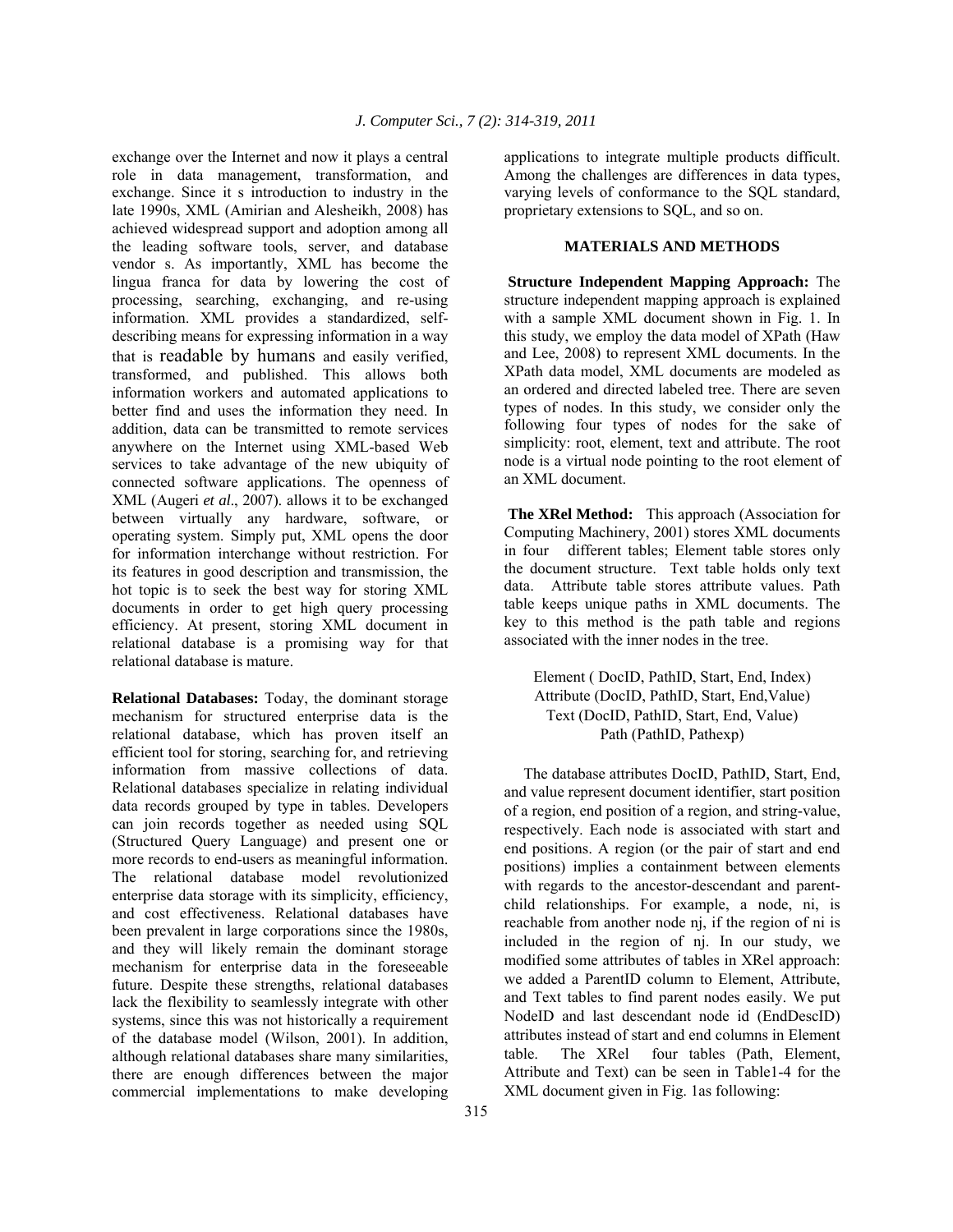exchange over the Internet and now it plays a central role in data management, transformation, and exchange. Since it s introduction to industry in the late 1990s, XML (Amirian and Alesheikh, 2008) has achieved widespread support and adoption among all the leading software tools, server, and database vendor s. As importantly, XML has become the lingua franca for data by lowering the cost of processing, searching, exchanging, and re-using information. XML provides a standardized, self-describing means for expressing information in a way that is readable by humans and easily verified, transformed, and published. This allows both information workers and automated applications to better find and uses the information they need. In addition, data can be transmitted to remote services anywhere on the Internet using XML-based Web services to take advantage of the new ubiquity of connected software applications. The openness of XML (Augeri *et al*., 2007). allows it to be exchanged between virtually any hardware, software, or operating system. Simply put, XML opens the door for information interchange without restriction. For its features in good description and transmission, the hot topic is to seek the best way for storing XML documents in order to get high query processing efficiency. At present, storing XML document in relational database is a promising way for that relational database is mature.

**Relational Databases:** Today, the dominant storage mechanism for structured enterprise data is the relational database, which has proven itself an efficient tool for storing, searching for, and retrieving information from massive collections of data. Relational databases specialize in relating individual data records grouped by type in tables. Developers can join records together as needed using SQL (Structured Query Language) and present one or more records to end-users as meaningful information. The relational database model revolutionized enterprise data storage with its simplicity, efficiency, and cost effectiveness. Relational databases have been prevalent in large corporations since the 1980s, and they will likely remain the dominant storage mechanism for enterprise data in the foreseeable future. Despite these strengths, relational databases lack the flexibility to seamlessly integrate with other systems, since this was not historically a requirement of the database model (Wilson, 2001). In addition, although relational databases share many similarities, there are enough differences between the major commercial implementations to make developing applications to integrate multiple products difficult. Among the challenges are differences in data types, varying levels of conformance to the SQL standard, proprietary extensions to SQL, and so on.

## MATERIALS AND METHODS

**Structure Independent Mapping Approach:** The structure independent mapping approach is explained with a sample XML document shown in Fig. 1. In this study, we employ the data model of XPath (Haw and Lee, 2008) to represent XML documents. In the XPath data model, XML documents are modeled as an ordered and directed labeled tree. There are seven types of nodes. In this study, we consider only the following four types of nodes for the sake of simplicity: root, element, text and attribute. The root node is a virtual node pointing to the root element of an XML document.

**The XRel Method:** This approach (Association for Computing Machinery, 2001) stores XML documents in four different tables; Element table stores only the document structure. Text table holds only text data. Attribute table stores attribute values. Path table keeps unique paths in XML documents. The key to this method is the path table and regions associated with the inner nodes in the tree.

Element ( DocID, PathID, Start, End, Index)
Attribute (DocID, PathID, Start, End,Value)
Text (DocID, PathID, Start, End, Value)
Path (PathID, Pathexp)

The database attributes DocID, PathID, Start, End, and value represent document identifier, start position of a region, end position of a region, and string-value, respectively. Each node is associated with start and end positions. A region (or the pair of start and end positions) implies a containment between elements with regards to the ancestor-descendant and parent-child relationships. For example, a node, ni, is reachable from another node nj, if the region of ni is included in the region of nj. In our study, we modified some attributes of tables in XRel approach: we added a ParentID column to Element, Attribute, and Text tables to find parent nodes easily. We put NodeID and last descendant node id (EndDescID) attributes instead of start and end columns in Element table. The XRel four tables (Path, Element, Attribute and Text) can be seen in Table1-4 for the XML document given in Fig. 1as following: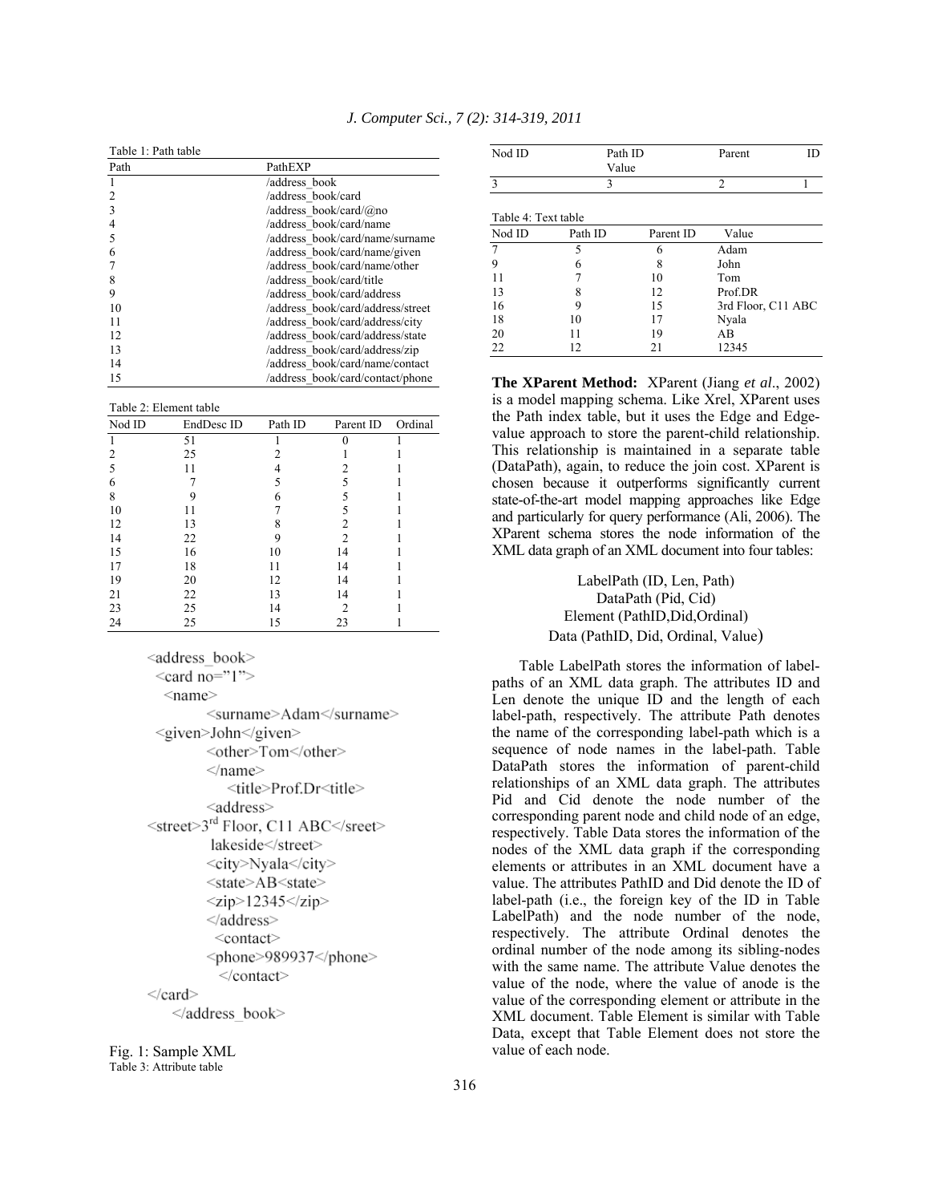Table 1: Path table

| Path | PathEXP |
|---|---|
| 1 | /address_book |
| 2 | /address_book/card |
| 3 | /address_book/card/@no |
| 4 | /address_book/card/name |
| 5 | /address_book/card/name/surname |
| 6 | /address_book/card/name/given |
| 7 | /address_book/card/name/other |
| 8 | /address_book/card/title |
| 9 | /address_book/card/address |
| 10 | /address_book/card/address/street |
| 11 | /address_book/card/address/city |
| 12 | /address_book/card/address/state |
| 13 | /address_book/card/address/zip |
| 14 | /address_book/card/name/contact |
| 15 | /address_book/card/contact/phone |

Table 2: Element table

| Nod ID | EndDesc ID | Path ID | Parent ID | Ordinal |
|---|---|---|---|---|
| 1 | 51 | 1 | 0 | 1 |
| 2 | 25 | 2 | 1 | 1 |
| 5 | 11 | 4 | 2 | 1 |
| 6 | 7 | 5 | 5 | 1 |
| 8 | 9 | 6 | 5 | 1 |
| 10 | 11 | 7 | 5 | 1 |
| 12 | 13 | 8 | 2 | 1 |
| 14 | 22 | 9 | 2 | 1 |
| 15 | 16 | 10 | 14 | 1 |
| 17 | 18 | 11 | 14 | 1 |
| 19 | 20 | 12 | 14 | 1 |
| 21 | 22 | 13 | 14 | 1 |
| 23 | 25 | 14 | 2 | 1 |
| 24 | 25 | 15 | 23 | 1 |

```
<address_book>
 <card no="1">
  <name>
        <surname>Adam</surname>
 <given>John</given>
        <other>Tom</other>
        </name>
           <title>Prof.Dr<title>
        <address>
<street>3rd Floor, C11 ABC</sreet>
         lakeside</street>
        <city>Nyala</city>
        <state>AB<state>
        <zip>12345</zip>
        </address>
          <contact>
        <phone>989937</phone>
          </contact>
</card>
    </address_book>
```

Fig. 1: Sample XML

Table 3: Attribute table

| Nod ID | Path ID | Parent | ID Value |
|---|---|---|---|
| 3 | 3 | 2 | 1 |

Table 4: Text table

| Nod ID | Path ID | Parent ID | Value |
|---|---|---|---|
| 7 | 5 | 6 | Adam |
| 9 | 6 | 8 | John |
| 11 | 7 | 10 | Tom |
| 13 | 8 | 12 | Prof.DR |
| 16 | 9 | 15 | 3rd Floor, C11 ABC |
| 18 | 10 | 17 | Nyala |
| 20 | 11 | 19 | AB |
| 22 | 12 | 21 | 12345 |

**The XParent Method:** XParent (Jiang *et al*., 2002) is a model mapping schema. Like Xrel, XParent uses the Path index table, but it uses the Edge and Edge-value approach to store the parent-child relationship. This relationship is maintained in a separate table (DataPath), again, to reduce the join cost. XParent is chosen because it outperforms significantly current state-of-the-art model mapping approaches like Edge and particularly for query performance (Ali, 2006). The XParent schema stores the node information of the XML data graph of an XML document into four tables:

LabelPath (ID, Len, Path)
DataPath (Pid, Cid)
Element (PathID,Did,Ordinal)
Data (PathID, Did, Ordinal, Value)

Table LabelPath stores the information of label-paths of an XML data graph. The attributes ID and Len denote the unique ID and the length of each label-path, respectively. The attribute Path denotes the name of the corresponding label-path which is a sequence of node names in the label-path. Table DataPath stores the information of parent-child relationships of an XML data graph. The attributes Pid and Cid denote the node number of the corresponding parent node and child node of an edge, respectively. Table Data stores the information of the nodes of the XML data graph if the corresponding elements or attributes in an XML document have a value. The attributes PathID and Did denote the ID of label-path (i.e., the foreign key of the ID in Table LabelPath) and the node number of the node, respectively. The attribute Ordinal denotes the ordinal number of the node among its sibling-nodes with the same name. The attribute Value denotes the value of the node, where the value of anode is the value of the corresponding element or attribute in the XML document. Table Element is similar with Table Data, except that Table Element does not store the value of each node.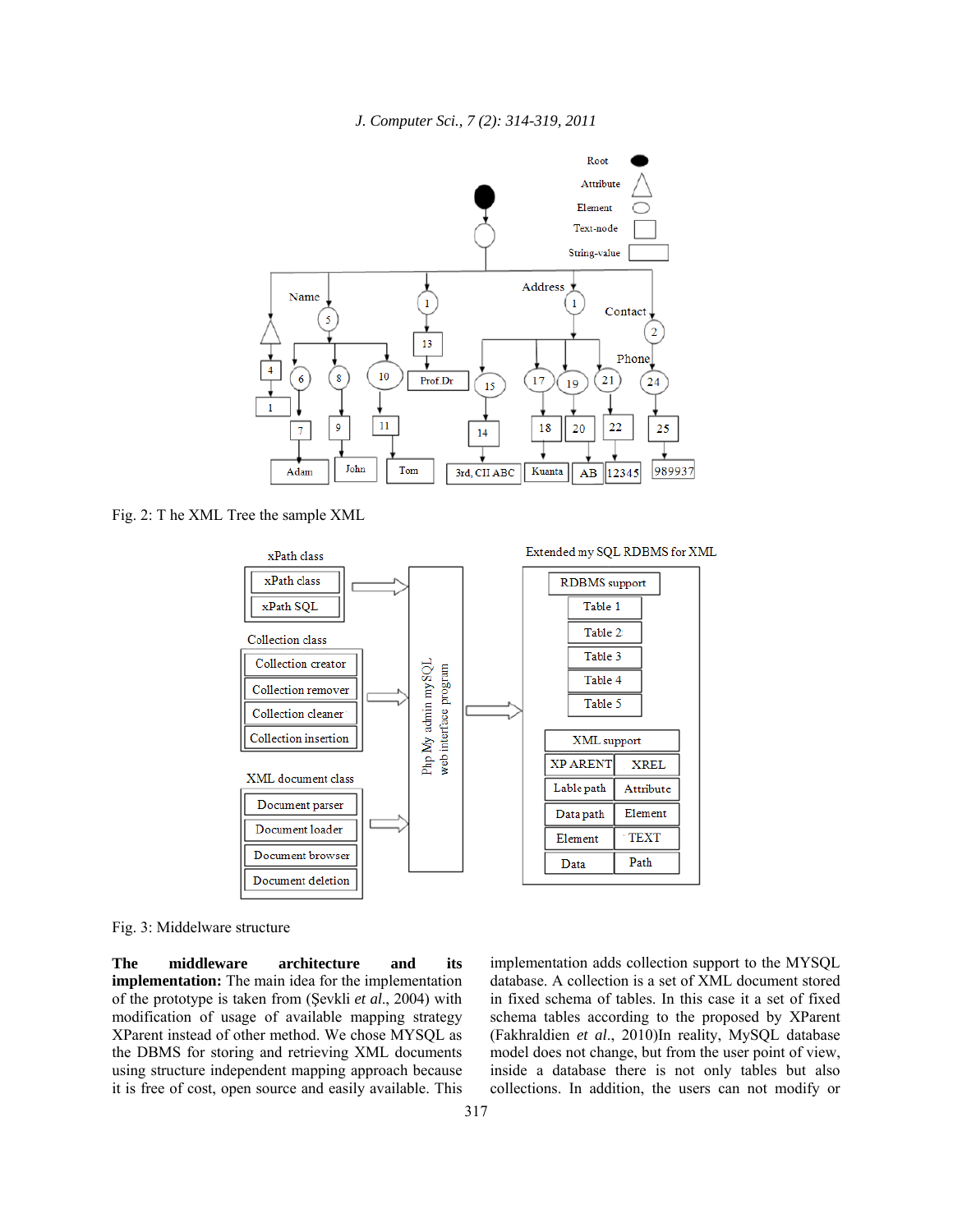Fig. 2: T he XML Tree the sample XML

Fig. 3: Middelware structure

**The middleware architecture and its implementation:** The main idea for the implementation of the prototype is taken from (Şevkli *et al*., 2004) with modification of usage of available mapping strategy XParent instead of other method. We chose MYSQL as the DBMS for storing and retrieving XML documents using structure independent mapping approach because it is free of cost, open source and easily available. This implementation adds collection support to the MYSQL database. A collection is a set of XML document stored in fixed schema of tables. In this case it a set of fixed schema tables according to the proposed by XParent (Fakhraldien *et al*., 2010)In reality, MySQL database model does not change, but from the user point of view, inside a database there is not only tables but also collections. In addition, the users can not modify or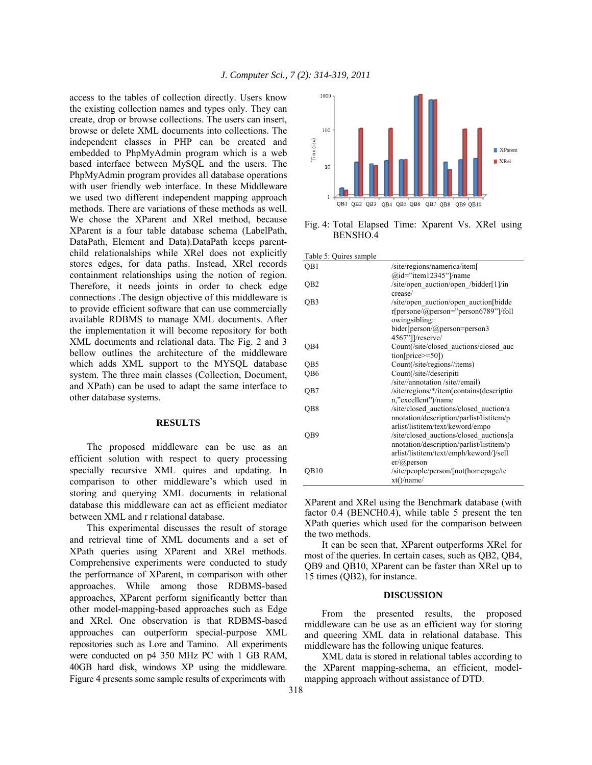access to the tables of collection directly. Users know the existing collection names and types only. They can create, drop or browse collections. The users can insert, browse or delete XML documents into collections. The independent classes in PHP can be created and embedded to PhpMyAdmin program which is a web based interface between MySQL and the users. The PhpMyAdmin program provides all database operations with user friendly web interface. In these Middleware we used two different independent mapping approach methods. There are variations of these methods as well. We chose the XParent and XRel method, because XParent is a four table database schema (LabelPath, DataPath, Element and Data).DataPath keeps parent-child relationalships while XRel does not explicitly stores edges, for data paths. Instead, XRel records containment relationships using the notion of region. Therefore, it needs joints in order to check edge connections .The design objective of this middleware is to provide efficient software that can use commercially available RDBMS to manage XML documents. After the implementation it will become repository for both XML documents and relational data. The Fig. 2 and 3 bellow outlines the architecture of the middleware which adds XML support to the MYSQL database system. The three main classes (Collection, Document, and XPath) can be used to adapt the same interface to other database systems.

## RESULTS

The proposed middleware can be use as an efficient solution with respect to query processing specially recursive XML quires and updating. In comparison to other middleware's which used in storing and querying XML documents in relational database this middleware can act as efficient mediator between XML and r relational database.

This experimental discusses the result of storage and retrieval time of XML documents and a set of XPath queries using XParent and XRel methods. Comprehensive experiments were conducted to study the performance of XParent, in comparison with other approaches. While among those RDBMS-based approaches, XParent perform significantly better than other model-mapping-based approaches such as Edge and XRel. One observation is that RDBMS-based approaches can outperform special-purpose XML repositories such as Lore and Tamino. All experiments were conducted on p4 350 MHz PC with 1 GB RAM, 40GB hard disk, windows XP using the middleware. Figure 4 presents some sample results of experiments with

1000
100
10
1
Time (sec)
QB1 QB2 QB3 QB4 QB5 QB6 QB7 QB8 QB9 QB10
XParent
XRel

Fig. 4: Total Elapsed Time: Xparent Vs. XRel using BENSHO.4

Table 5: Quires sample

| | |
|---|---|
| QB1 | /site/regions/namerica/item[ @id="item12345"]/name |
| QB2 | /site/open_auction/open_/bidder[1]/increase/ |
| QB3 | /site/open_auction/open_auction[bidder[persone/@person="person6789"]/followingsibling:: bider[person/@person=person3 4567"]]/reserve/ |
| QB4 | Count(/site/closed_auctions/closed_auction[price>=50]) |
| QB5 | Count(/site/regions//items) |
| QB6 | Count(/site//descripiti /site//annotation /site//email) |
| QB7 | /site/regions/*/item[contains(description,"excellent")/name |
| QB8 | /site/closed_auctions/closed_auction/annotation/description/parlist/listitem/parlist/listitem/text/keword/empo |
| QB9 | /site/closed_auctions/closed_auctions[annotation/description/parlist/listitem/parlist/listitem/text/emph/keword/]/seller/@person |
| QB10 | /site/people/person/[not(homepage/text()/name/ |

XParent and XRel using the Benchmark database (with factor 0.4 (BENCH0.4), while table 5 present the ten XPath queries which used for the comparison between the two methods.

It can be seen that, XParent outperforms XRel for most of the queries. In certain cases, such as QB2, QB4, QB9 and QB10, XParent can be faster than XRel up to 15 times (QB2), for instance.

## DISCUSSION

From the presented results, the proposed middleware can be use as an efficient way for storing and queering XML data in relational database. This middleware has the following unique features.

XML data is stored in relational tables according to the XParent mapping-schema, an efficient, model-mapping approach without assistance of DTD.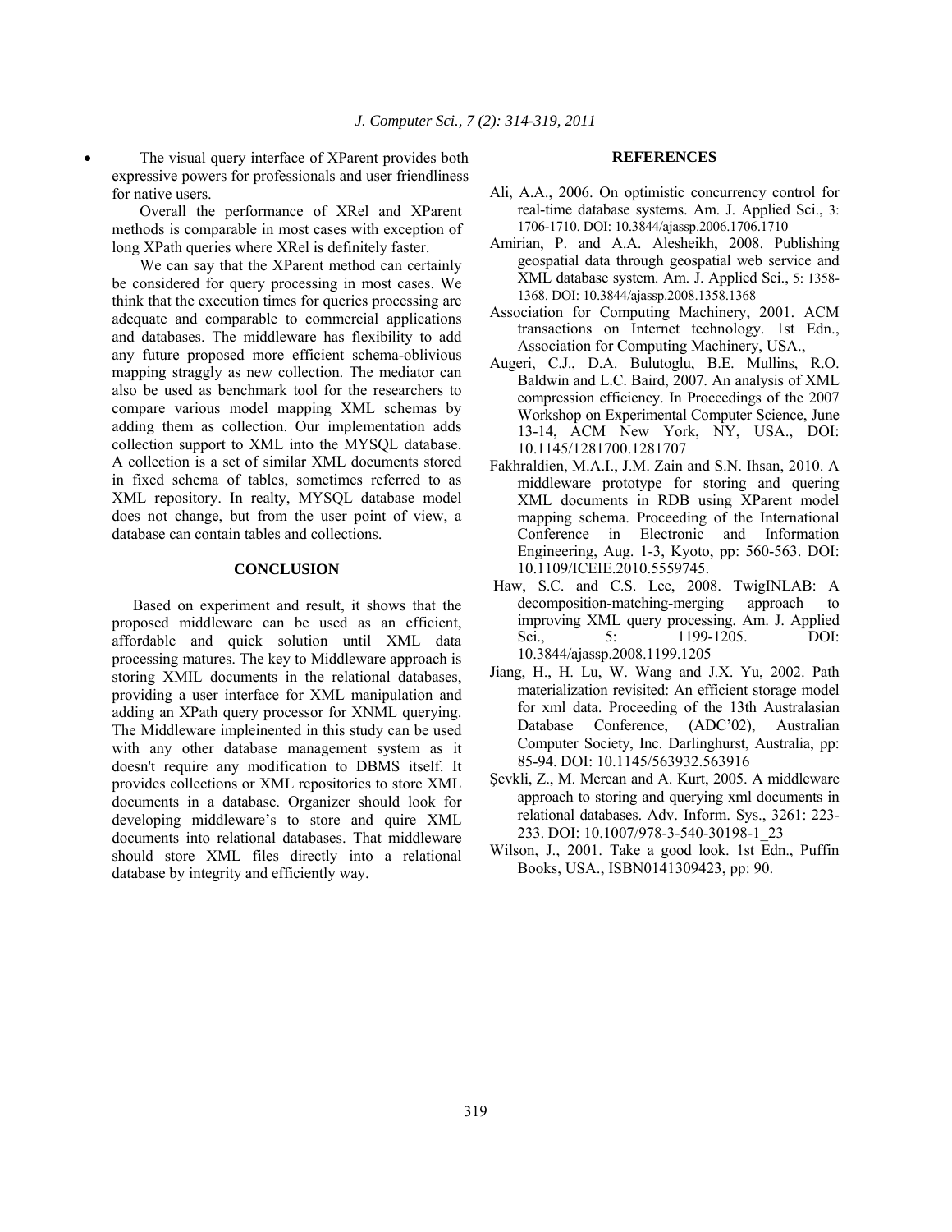- The visual query interface of XParent provides both expressive powers for professionals and user friendliness for native users.

Overall the performance of XRel and XParent methods is comparable in most cases with exception of long XPath queries where XRel is definitely faster.

We can say that the XParent method can certainly be considered for query processing in most cases. We think that the execution times for queries processing are adequate and comparable to commercial applications and databases. The middleware has flexibility to add any future proposed more efficient schema-oblivious mapping straggly as new collection. The mediator can also be used as benchmark tool for the researchers to compare various model mapping XML schemas by adding them as collection. Our implementation adds collection support to XML into the MYSQL database. A collection is a set of similar XML documents stored in fixed schema of tables, sometimes referred to as XML repository. In realty, MYSQL database model does not change, but from the user point of view, a database can contain tables and collections.

## CONCLUSION

Based on experiment and result, it shows that the proposed middleware can be used as an efficient, affordable and quick solution until XML data processing matures. The key to Middleware approach is storing XMIL documents in the relational databases, providing a user interface for XML manipulation and adding an XPath query processor for XNML querying. The Middleware impleinented in this study can be used with any other database management system as it doesn't require any modification to DBMS itself. It provides collections or XML repositories to store XML documents in a database. Organizer should look for developing middleware's to store and quire XML documents into relational databases. That middleware should store XML files directly into a relational database by integrity and efficiently way.

## REFERENCES

Ali, A.A., 2006. On optimistic concurrency control for real-time database systems. Am. J. Applied Sci., 3: 1706-1710. DOI: 10.3844/ajassp.2006.1706.1710

Amirian, P. and A.A. Alesheikh, 2008. Publishing geospatial data through geospatial web service and XML database system. Am. J. Applied Sci., 5: 1358-1368. DOI: 10.3844/ajassp.2008.1358.1368

Association for Computing Machinery, 2001. ACM transactions on Internet technology. 1st Edn., Association for Computing Machinery, USA.,

Augeri, C.J., D.A. Bulutoglu, B.E. Mullins, R.O. Baldwin and L.C. Baird, 2007. An analysis of XML compression efficiency. In Proceedings of the 2007 Workshop on Experimental Computer Science, June 13-14, ACM New York, NY, USA., DOI: 10.1145/1281700.1281707

Fakhraldien, M.A.I., J.M. Zain and S.N. Ihsan, 2010. A middleware prototype for storing and quering XML documents in RDB using XParent model mapping schema. Proceeding of the International Conference in Electronic and Information Engineering, Aug. 1-3, Kyoto, pp: 560-563. DOI: 10.1109/ICEIE.2010.5559745.

Haw, S.C. and C.S. Lee, 2008. TwigINLAB: A decomposition-matching-merging approach to improving XML query processing. Am. J. Applied Sci., 5: 1199-1205. DOI: 10.3844/ajassp.2008.1199.1205

Jiang, H., H. Lu, W. Wang and J.X. Yu, 2002. Path materialization revisited: An efficient storage model for xml data. Proceeding of the 13th Australasian Database Conference, (ADC'02), Australian Computer Society, Inc. Darlinghurst, Australia, pp: 85-94. DOI: 10.1145/563932.563916

Şevkli, Z., M. Mercan and A. Kurt, 2005. A middleware approach to storing and querying xml documents in relational databases. Adv. Inform. Sys., 3261: 223-233. DOI: 10.1007/978-3-540-30198-1_23

Wilson, J., 2001. Take a good look. 1st Edn., Puffin Books, USA., ISBN0141309423, pp: 90.